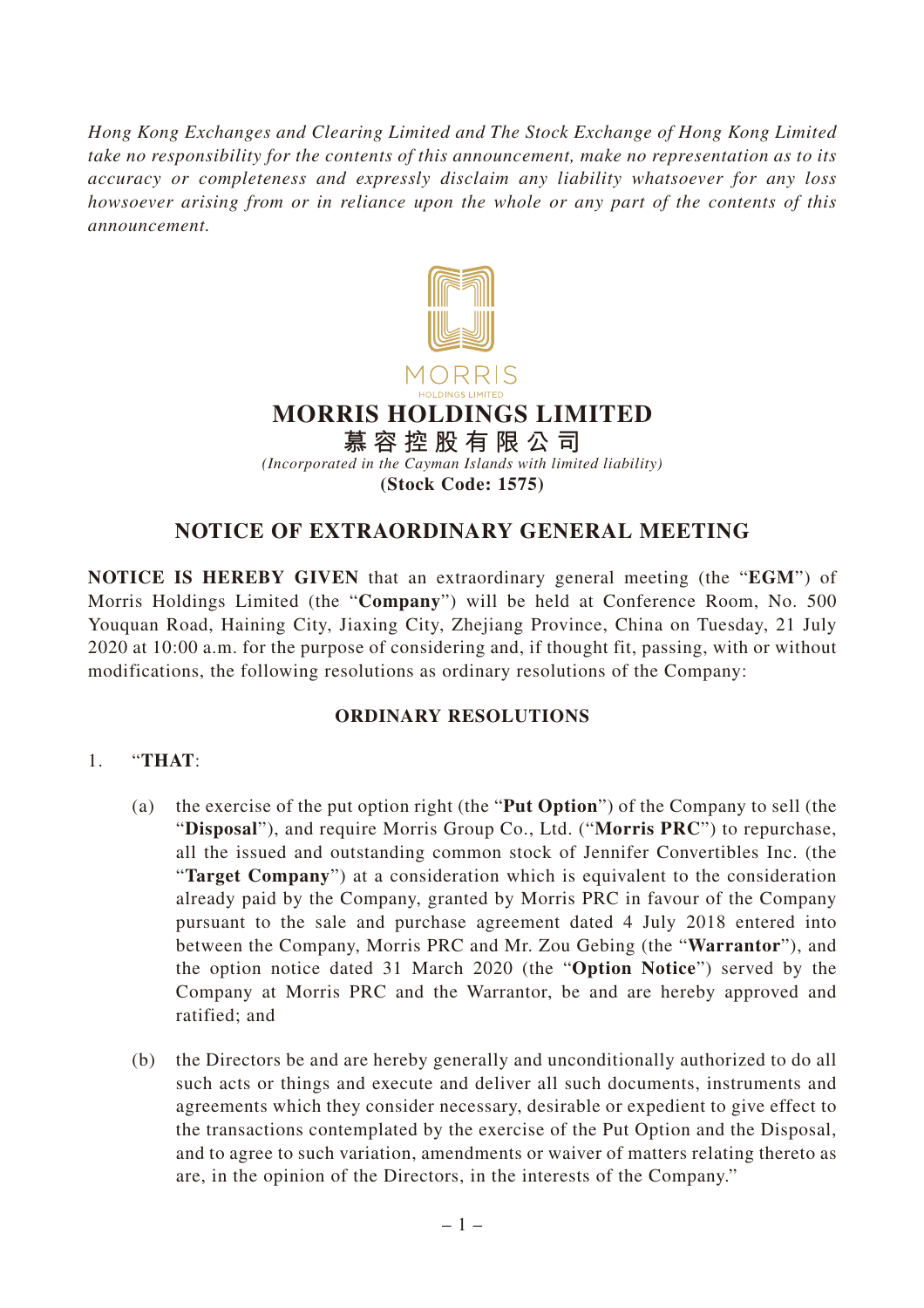*Hong Kong Exchanges and Clearing Limited and The Stock Exchange of Hong Kong Limited take no responsibility for the contents of this announcement, make no representation as to its accuracy or completeness and expressly disclaim any liability whatsoever for any loss howsoever arising from or in reliance upon the whole or any part of the contents of this announcement.*

MORRIS
HOLDINGS LIMITED

# MORRIS HOLDINGS LIMITED

**慕容控股有限公司**

*(Incorporated in the Cayman Islands with limited liability)*

**(Stock Code: 1575)**

## NOTICE OF EXTRAORDINARY GENERAL MEETING

**NOTICE IS HEREBY GIVEN** that an extraordinary general meeting (the "**EGM**") of Morris Holdings Limited (the "**Company**") will be held at Conference Room, No. 500 Youquan Road, Haining City, Jiaxing City, Zhejiang Province, China on Tuesday, 21 July 2020 at 10:00 a.m. for the purpose of considering and, if thought fit, passing, with or without modifications, the following resolutions as ordinary resolutions of the Company:

### ORDINARY RESOLUTIONS

1. "**THAT**:

   (a) the exercise of the put option right (the "**Put Option**") of the Company to sell (the "**Disposal**"), and require Morris Group Co., Ltd. ("**Morris PRC**") to repurchase, all the issued and outstanding common stock of Jennifer Convertibles Inc. (the "**Target Company**") at a consideration which is equivalent to the consideration already paid by the Company, granted by Morris PRC in favour of the Company pursuant to the sale and purchase agreement dated 4 July 2018 entered into between the Company, Morris PRC and Mr. Zou Gebing (the "**Warrantor**"), and the option notice dated 31 March 2020 (the "**Option Notice**") served by the Company at Morris PRC and the Warrantor, be and are hereby approved and ratified; and

   (b) the Directors be and are hereby generally and unconditionally authorized to do all such acts or things and execute and deliver all such documents, instruments and agreements which they consider necessary, desirable or expedient to give effect to the transactions contemplated by the exercise of the Put Option and the Disposal, and to agree to such variation, amendments or waiver of matters relating thereto as are, in the opinion of the Directors, in the interests of the Company."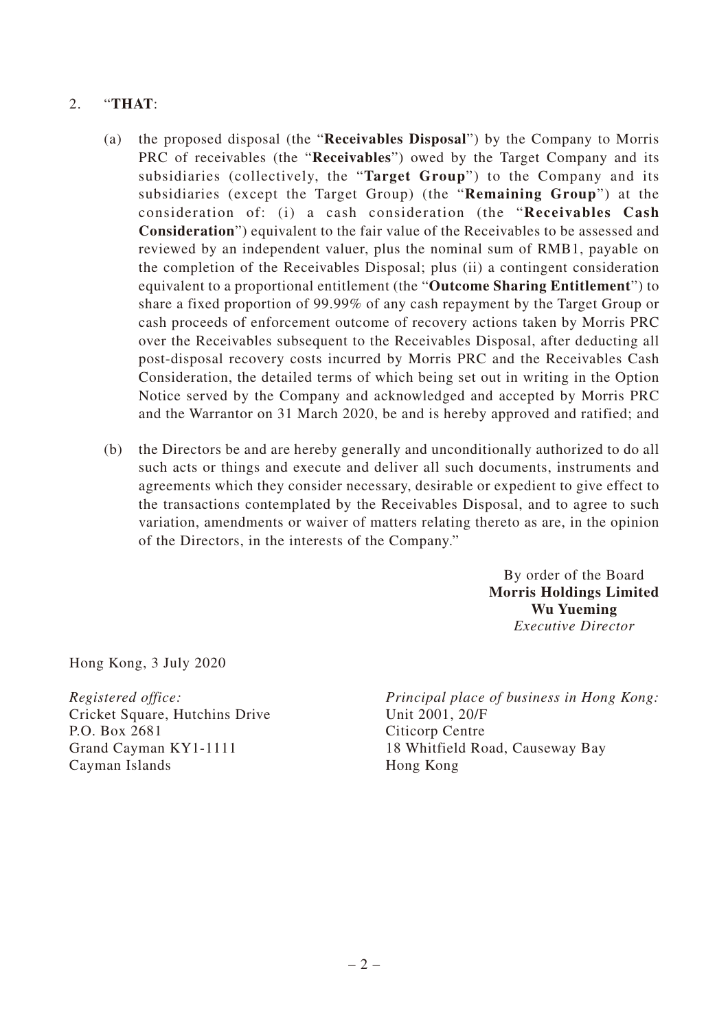2. "**THAT**:

   (a) the proposed disposal (the "**Receivables Disposal**") by the Company to Morris PRC of receivables (the "**Receivables**") owed by the Target Company and its subsidiaries (collectively, the "**Target Group**") to the Company and its subsidiaries (except the Target Group) (the "**Remaining Group**") at the consideration of: (i) a cash consideration (the "**Receivables Cash Consideration**") equivalent to the fair value of the Receivables to be assessed and reviewed by an independent valuer, plus the nominal sum of RMB1, payable on the completion of the Receivables Disposal; plus (ii) a contingent consideration equivalent to a proportional entitlement (the "**Outcome Sharing Entitlement**") to share a fixed proportion of 99.99% of any cash repayment by the Target Group or cash proceeds of enforcement outcome of recovery actions taken by Morris PRC over the Receivables subsequent to the Receivables Disposal, after deducting all post-disposal recovery costs incurred by Morris PRC and the Receivables Cash Consideration, the detailed terms of which being set out in writing in the Option Notice served by the Company and acknowledged and accepted by Morris PRC and the Warrantor on 31 March 2020, be and is hereby approved and ratified; and

   (b) the Directors be and are hereby generally and unconditionally authorized to do all such acts or things and execute and deliver all such documents, instruments and agreements which they consider necessary, desirable or expedient to give effect to the transactions contemplated by the Receivables Disposal, and to agree to such variation, amendments or waiver of matters relating thereto as are, in the opinion of the Directors, in the interests of the Company."

By order of the Board
**Morris Holdings Limited**
**Wu Yueming**
*Executive Director*

Hong Kong, 3 July 2020

*Registered office:*
Cricket Square, Hutchins Drive
P.O. Box 2681
Grand Cayman KY1-1111
Cayman Islands

*Principal place of business in Hong Kong:*
Unit 2001, 20/F
Citicorp Centre
18 Whitfield Road, Causeway Bay
Hong Kong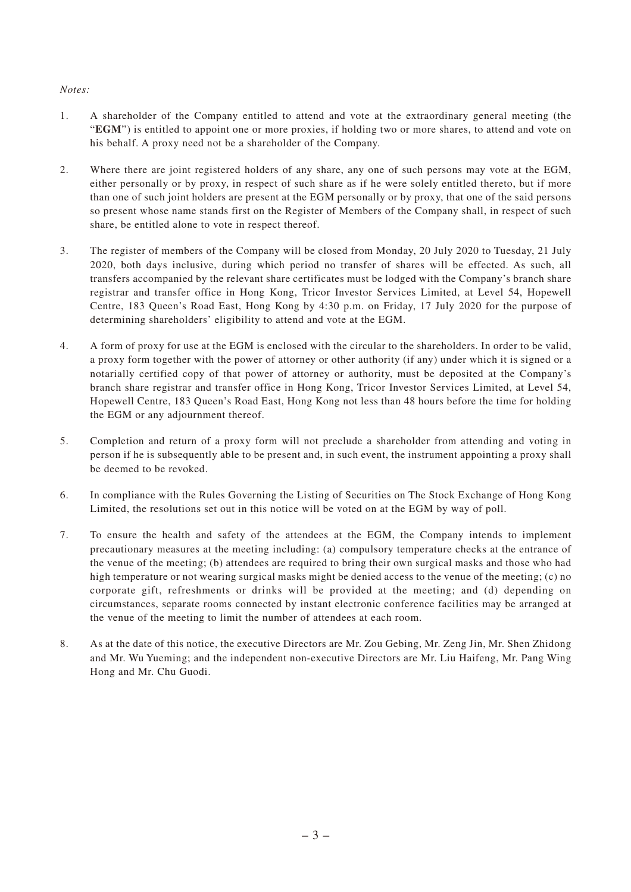*Notes:*

1. A shareholder of the Company entitled to attend and vote at the extraordinary general meeting (the "**EGM**") is entitled to appoint one or more proxies, if holding two or more shares, to attend and vote on his behalf. A proxy need not be a shareholder of the Company.

2. Where there are joint registered holders of any share, any one of such persons may vote at the EGM, either personally or by proxy, in respect of such share as if he were solely entitled thereto, but if more than one of such joint holders are present at the EGM personally or by proxy, that one of the said persons so present whose name stands first on the Register of Members of the Company shall, in respect of such share, be entitled alone to vote in respect thereof.

3. The register of members of the Company will be closed from Monday, 20 July 2020 to Tuesday, 21 July 2020, both days inclusive, during which period no transfer of shares will be effected. As such, all transfers accompanied by the relevant share certificates must be lodged with the Company's branch share registrar and transfer office in Hong Kong, Tricor Investor Services Limited, at Level 54, Hopewell Centre, 183 Queen's Road East, Hong Kong by 4:30 p.m. on Friday, 17 July 2020 for the purpose of determining shareholders' eligibility to attend and vote at the EGM.

4. A form of proxy for use at the EGM is enclosed with the circular to the shareholders. In order to be valid, a proxy form together with the power of attorney or other authority (if any) under which it is signed or a notarially certified copy of that power of attorney or authority, must be deposited at the Company's branch share registrar and transfer office in Hong Kong, Tricor Investor Services Limited, at Level 54, Hopewell Centre, 183 Queen's Road East, Hong Kong not less than 48 hours before the time for holding the EGM or any adjournment thereof.

5. Completion and return of a proxy form will not preclude a shareholder from attending and voting in person if he is subsequently able to be present and, in such event, the instrument appointing a proxy shall be deemed to be revoked.

6. In compliance with the Rules Governing the Listing of Securities on The Stock Exchange of Hong Kong Limited, the resolutions set out in this notice will be voted on at the EGM by way of poll.

7. To ensure the health and safety of the attendees at the EGM, the Company intends to implement precautionary measures at the meeting including: (a) compulsory temperature checks at the entrance of the venue of the meeting; (b) attendees are required to bring their own surgical masks and those who had high temperature or not wearing surgical masks might be denied access to the venue of the meeting; (c) no corporate gift, refreshments or drinks will be provided at the meeting; and (d) depending on circumstances, separate rooms connected by instant electronic conference facilities may be arranged at the venue of the meeting to limit the number of attendees at each room.

8. As at the date of this notice, the executive Directors are Mr. Zou Gebing, Mr. Zeng Jin, Mr. Shen Zhidong and Mr. Wu Yueming; and the independent non-executive Directors are Mr. Liu Haifeng, Mr. Pang Wing Hong and Mr. Chu Guodi.